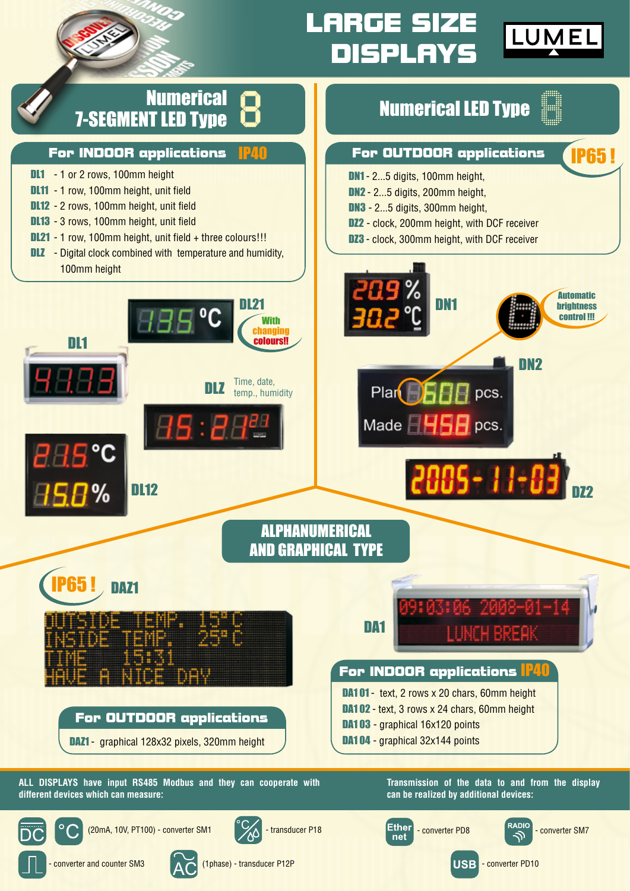# LARGE SIZE DISPLAYS

LUMEL

## Numerical 7-SEGMENT LED Type

### For INDOOR applications IP40

- **DL1** - 1 or 2 rows, 100mm height
- **DL11** - 1 row, 100mm height, unit field
- **DL12** - 2 rows, 100mm height, unit field
- **DL13** - 3 rows, 100mm height, unit field
- **DL21** - 1 row, 100mm height, unit field + three colours!!!
- **DLZ** - Digital clock combined with temperature and humidity, 100mm height

DL21 – With changing colours!!

DL1

DLZ – Time, date, temp., humidity

DL12

## Numerical LED Type

### For OUTDOOR applications IP65 !

- **DN1** - 2...5 digits, 100mm height,
- **DN2** - 2...5 digits, 200mm height,
- **DN3** - 2...5 digits, 300mm height,
- **DZ2** - clock, 200mm height, with DCF receiver
- **DZ3** - clock, 300mm height, with DCF receiver

DN1

Automatic brightness control !!!

DN2

DZ2

## ALPHANUMERICAL AND GRAPHICAL TYPE

IP65 ! DAZ1

### For OUTDOOR applications

- **DAZ1** - graphical 128x32 pixels, 320mm height

DA1

### For INDOOR applications IP40

- **DA101** - text, 2 rows x 20 chars, 60mm height
- **DA102** - text, 3 rows x 24 chars, 60mm height
- **DA103** - graphical 16x120 points
- **DA104** - graphical 32x144 points

**ALL DISPLAYS have input RS485 Modbus and they can cooperate with different devices which can measure:**

- DC, °C (20mA, 10V, PT100) - converter SM1
- transducer P18
- converter and counter SM3
- AC (1phase) - transducer P12P

**Transmission of the data to and from the display can be realized by additional devices:**

- Ethernet - converter PD8
- Radio - converter SM7
- USB - converter PD10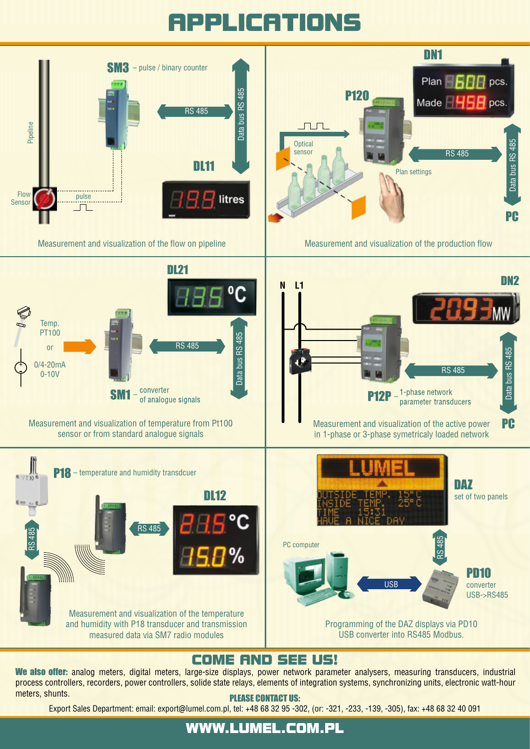# APPLICATIONS

**SM3** – pulse / binary counter

Pipeline

Flow Sensor

pulse

RS 485

Data bus RS 485

**DL11**

199 litres

Measurement and visualization of the flow on pipeline

**DN1**

Plan 600 pcs.

Made 458 pcs.

**P120**

Optical sensor

RS 485

Plan settings

Data bus RS 485

**PC**

Measurement and visualization of the production flow

**DL21**

135 °C

Temp. PT100

or

0/4-20mA
0-10V

RS 485

Data bus RS 485

**SM1** – converter of analogue signals

Measurement and visualization of temperature from Pt100 sensor or from standard analogue signals

N L1

**DN2**

20.93 MW

RS 485

Data bus RS 485

**P12P** – 1-phase network parameter transducers

**PC**

Measurement and visualization of the active power in 1-phase or 3-phase symetricaly loaded network

**P18** – temperature and humidity transdcuer

**DL12**

21.5 °C

15.0 %

RS 485

RS 485

Measurement and visualization of the temperature and humidity with P18 transducer and transmission measured data via SM7 radio modules

LUMEL

OUTSIDE TEMP. 15°C
INSIDE TEMP. 25°C
TIME 15:31
HAVE A NICE DAY

**DAZ**
set of two panels

PC computer

RS 485

USB

**PD10**
converter
USB->RS485

Programming of the DAZ displays via PD10 USB converter into RS485 Modbus.

## COME AND SEE US!

**We also offer:** analog meters, digital meters, large-size displays, power network parameter analysers, measuring transducers, industrial process controllers, recorders, power controllers, solide state relays, elements of integration systems, synchronizing units, electronic watt-hour meters, shunts.

**PLEASE CONTACT US:**

Export Sales Department: email: export@lumel.com.pl, tel: +48 68 32 95 -302, (or: -321, -233, -139, -305), fax: +48 68 32 40 091

## WWW.LUMEL.COM.PL